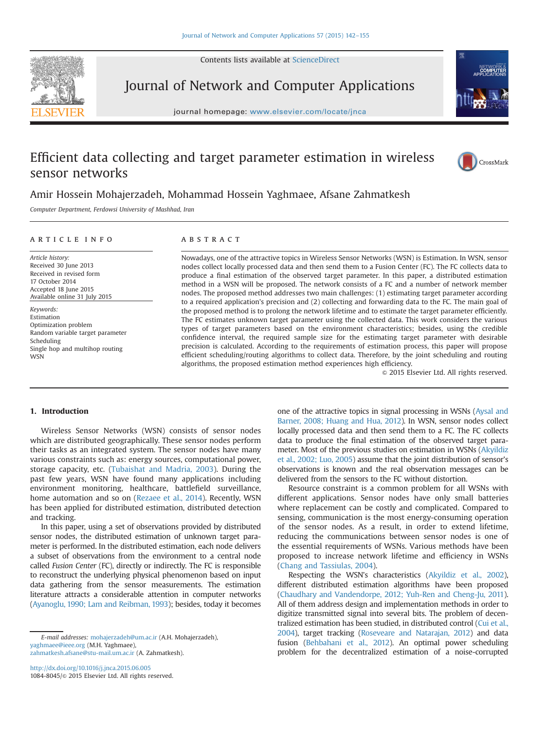Contents lists available at ScienceDirect

# Journal of Network and Computer Applications

journal homepage: www.elsevier.com/locate/jnca

# Efficient data collecting and target parameter estimation in wireless sensor networks

Amir Hossein Mohajerzadeh, Mohammad Hossein Yaghmaee, Afsane Zahmatkesh

*Computer Department, Ferdowsi University of Mashhad, Iran*

## ARTICLE INFO

*Article history:*
Received 30 June 2013
Received in revised form
17 October 2014
Accepted 18 June 2015
Available online 31 July 2015

*Keywords:*
Estimation
Optimization problem
Random variable target parameter
Scheduling
Single hop and multihop routing
WSN

## ABSTRACT

Nowadays, one of the attractive topics in Wireless Sensor Networks (WSN) is Estimation. In WSN, sensor nodes collect locally processed data and then send them to a Fusion Center (FC). The FC collects data to produce a final estimation of the observed target parameter. In this paper, a distributed estimation method in a WSN will be proposed. The network consists of a FC and a number of network member nodes. The proposed method addresses two main challenges: (1) estimating target parameter according to a required application's precision and (2) collecting and forwarding data to the FC. The main goal of the proposed method is to prolong the network lifetime and to estimate the target parameter efficiently. The FC estimates unknown target parameter using the collected data. This work considers the various types of target parameters based on the environment characteristics; besides, using the credible confidence interval, the required sample size for the estimating target parameter with desirable precision is calculated. According to the requirements of estimation process, this paper will propose efficient scheduling/routing algorithms to collect data. Therefore, by the joint scheduling and routing algorithms, the proposed estimation method experiences high efficiency.

© 2015 Elsevier Ltd. All rights reserved.

## 1. Introduction

Wireless Sensor Networks (WSN) consists of sensor nodes which are distributed geographically. These sensor nodes perform their tasks as an integrated system. The sensor nodes have many various constraints such as: energy sources, computational power, storage capacity, etc. (Tubaishat and Madria, 2003). During the past few years, WSN have found many applications including environment monitoring, healthcare, battlefield surveillance, home automation and so on (Rezaee et al., 2014). Recently, WSN has been applied for distributed estimation, distributed detection and tracking.

In this paper, using a set of observations provided by distributed sensor nodes, the distributed estimation of unknown target parameter is performed. In the distributed estimation, each node delivers a subset of observations from the environment to a central node called *Fusion Center* (FC), directly or indirectly. The FC is responsible to reconstruct the underlying physical phenomenon based on input data gathering from the sensor measurements. The estimation literature attracts a considerable attention in computer networks (Ayanoglu, 1990; Lam and Reibman, 1993); besides, today it becomes one of the attractive topics in signal processing in WSNs (Aysal and Barner, 2008; Huang and Hua, 2012). In WSN, sensor nodes collect locally processed data and then send them to a FC. The FC collects data to produce the final estimation of the observed target parameter. Most of the previous studies on estimation in WSNs (Akyildiz et al., 2002; Luo, 2005) assume that the joint distribution of sensor's observations is known and the real observation messages can be delivered from the sensors to the FC without distortion.

Resource constraint is a common problem for all WSNs with different applications. Sensor nodes have only small batteries where replacement can be costly and complicated. Compared to sensing, communication is the most energy-consuming operation of the sensor nodes. As a result, in order to extend lifetime, reducing the communications between sensor nodes is one of the essential requirements of WSNs. Various methods have been proposed to increase network lifetime and efficiency in WSNs (Chang and Tassiulas, 2004).

Respecting the WSN's characteristics (Akyildiz et al., 2002), different distributed estimation algorithms have been proposed (Chaudhary and Vandendorpe, 2012; Yuh-Ren and Cheng-Ju, 2011). All of them address design and implementation methods in order to digitize transmitted signal into several bits. The problem of decentralized estimation has been studied, in distributed control (Cui et al., 2004), target tracking (Roseveare and Natarajan, 2012) and data fusion (Behbahani et al., 2012). An optimal power scheduling problem for the decentralized estimation of a noise-corrupted

E-mail addresses: mohajerzadeh@um.ac.ir (A.H. Mohajerzadeh), yaghmaee@ieee.org (M.H. Yaghmaee), zahmatkesh.afsane@stu-mail.um.ac.ir (A. Zahmatkesh).

http://dx.doi.org/10.1016/j.jnca.2015.06.005
1084-8045/© 2015 Elsevier Ltd. All rights reserved.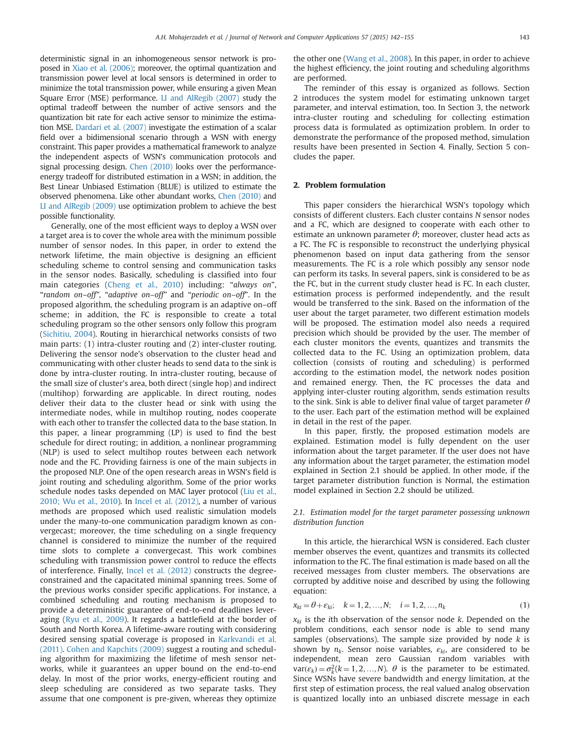deterministic signal in an inhomogeneous sensor network is proposed in Xiao et al. (2006); moreover, the optimal quantization and transmission power level at local sensors is determined in order to minimize the total transmission power, while ensuring a given Mean Square Error (MSE) performance. LI and AlRegib (2007) study the optimal tradeoff between the number of active sensors and the quantization bit rate for each active sensor to minimize the estimation MSE. Dardari et al. (2007) investigate the estimation of a scalar field over a bidimensional scenario through a WSN with energy constraint. This paper provides a mathematical framework to analyze the independent aspects of WSN's communication protocols and signal processing design. Chen (2010) looks over the performance-energy tradeoff for distributed estimation in a WSN; in addition, the Best Linear Unbiased Estimation (BLUE) is utilized to estimate the observed phenomena. Like other abundant works, Chen (2010) and LI and AlRegib (2009) use optimization problem to achieve the best possible functionality.

Generally, one of the most efficient ways to deploy a WSN over a target area is to cover the whole area with the minimum possible number of sensor nodes. In this paper, in order to extend the network lifetime, the main objective is designing an efficient scheduling scheme to control sensing and communication tasks in the sensor nodes. Basically, scheduling is classified into four main categories (Cheng et al., 2010) including: "*always on*", "*random on–off*", "*adaptive on–off*" and "*periodic on–off*". In the proposed algorithm, the scheduling program is an adaptive on–off scheme; in addition, the FC is responsible to create a total scheduling program so the other sensors only follow this program (Sichitiu, 2004). Routing in hierarchical networks consists of two main parts: (1) intra-cluster routing and (2) inter-cluster routing. Delivering the sensor node's observation to the cluster head and communicating with other cluster heads to send data to the sink is done by intra-cluster routing. In intra-cluster routing, because of the small size of cluster's area, both direct (single hop) and indirect (multihop) forwarding are applicable. In direct routing, nodes deliver their data to the cluster head or sink with using the intermediate nodes, while in multihop routing, nodes cooperate with each other to transfer the collected data to the base station. In this paper, a linear programming (LP) is used to find the best schedule for direct routing; in addition, a nonlinear programming (NLP) is used to select multihop routes between each network node and the FC. Providing fairness is one of the main subjects in the proposed NLP. One of the open research areas in WSN's field is joint routing and scheduling algorithm. Some of the prior works schedule nodes tasks depended on MAC layer protocol (Liu et al., 2010; Wu et al., 2010). In Incel et al. (2012), a number of various methods are proposed which used realistic simulation models under the many-to-one communication paradigm known as convergecast; moreover, the time scheduling on a single frequency channel is considered to minimize the number of the required time slots to complete a convergecast. This work combines scheduling with transmission power control to reduce the effects of interference. Finally, Incel et al. (2012) constructs the degree-constrained and the capacitated minimal spanning trees. Some of the previous works consider specific applications. For instance, a combined scheduling and routing mechanism is proposed to provide a deterministic guarantee of end-to-end deadlines leveraging (Ryu et al., 2009). It regards a battlefield at the border of South and North Korea. A lifetime-aware routing with considering desired sensing spatial coverage is proposed in Karkvandi et al. (2011). Cohen and Kapchits (2009) suggest a routing and scheduling algorithm for maximizing the lifetime of mesh sensor networks, while it guarantees an upper bound on the end-to-end delay. In most of the prior works, energy-efficient routing and sleep scheduling are considered as two separate tasks. They assume that one component is pre-given, whereas they optimize the other one (Wang et al., 2008). In this paper, in order to achieve the highest efficiency, the joint routing and scheduling algorithms are performed.

The reminder of this essay is organized as follows. Section 2 introduces the system model for estimating unknown target parameter, and interval estimation, too. In Section 3, the network intra-cluster routing and scheduling for collecting estimation process data is formulated as optimization problem. In order to demonstrate the performance of the proposed method, simulation results have been presented in Section 4. Finally, Section 5 concludes the paper.

## 2. Problem formulation

This paper considers the hierarchical WSN's topology which consists of different clusters. Each cluster contains $N$ sensor nodes and a FC, which are designed to cooperate with each other to estimate an unknown parameter $\theta$; moreover, cluster head acts as a FC. The FC is responsible to reconstruct the underlying physical phenomenon based on input data gathering from the sensor measurements. The FC is a role which possibly any sensor node can perform its tasks. In several papers, sink is considered to be as the FC, but in the current study cluster head is FC. In each cluster, estimation process is performed independently, and the result would be transferred to the sink. Based on the information of the user about the target parameter, two different estimation models will be proposed. The estimation model also needs a required precision which should be provided by the user. The member of each cluster monitors the events, quantizes and transmits the collected data to the FC. Using an optimization problem, data collection (consists of routing and scheduling) is performed according to the estimation model, the network nodes position and remained energy. Then, the FC processes the data and applying inter-cluster routing algorithm, sends estimation results to the sink. Sink is able to deliver final value of target parameter $\theta$ to the user. Each part of the estimation method will be explained in detail in the rest of the paper.

In this paper, firstly, the proposed estimation models are explained. Estimation model is fully dependent on the user information about the target parameter. If the user does not have any information about the target parameter, the estimation model explained in Section 2.1 should be applied. In other mode, if the target parameter distribution function is Normal, the estimation model explained in Section 2.2 should be utilized.

### 2.1. Estimation model for the target parameter possessing unknown distribution function

In this article, the hierarchical WSN is considered. Each cluster member observes the event, quantizes and transmits its collected information to the FC. The final estimation is made based on all the received messages from cluster members. The observations are corrupted by additive noise and described by using the following equation:

$$x_{ki} = \theta + \varepsilon_{ki}; \quad k = 1, 2, \ldots, N; \quad i = 1, 2, \ldots, n_k \tag{1}$$

$x_{ki}$ is the $i$th observation of the sensor node $k$. Depended on the problem conditions, each sensor node is able to send many samples (observations). The sample size provided by node $k$ is shown by $n_k$. Sensor noise variables, $\varepsilon_{ki}$, are considered to be independent, mean zero Gaussian random variables with $\mathrm{var}(\varepsilon_k) = \sigma_k^2 (k = 1, 2, \ldots, N)$. $\theta$ is the parameter to be estimated. Since WSNs have severe bandwidth and energy limitation, at the first step of estimation process, the real valued analog observation is quantized locally into an unbiased discrete message in each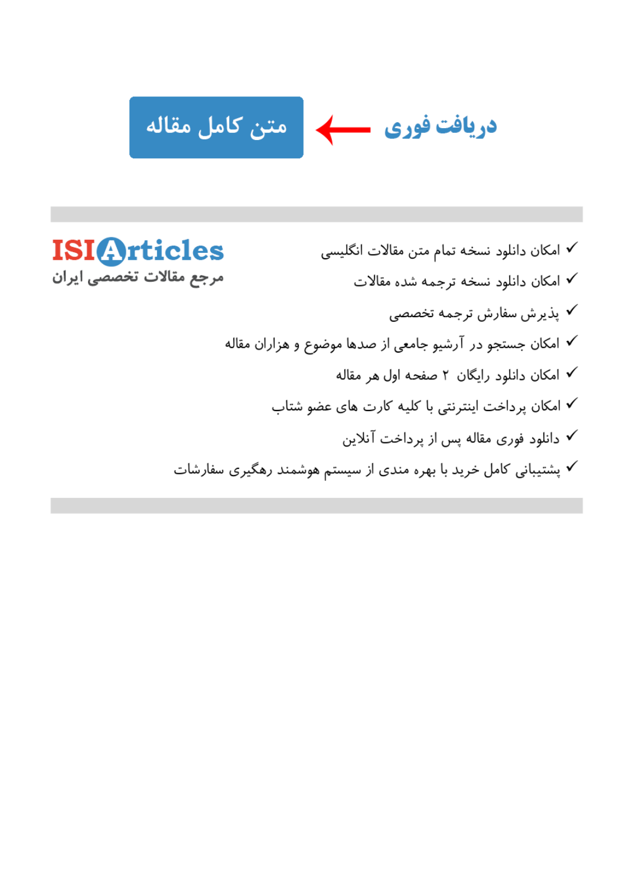دریافت فوری ← **متن کامل مقاله**

**ISIArticles**
مرجع مقالات تخصصی ایران

- ✓ امکان دانلود نسخه تمام متن مقالات انگلیسی
- ✓ امکان دانلود نسخه ترجمه شده مقالات
- ✓ پذیرش سفارش ترجمه تخصصی
- ✓ امکان جستجو در آرشیو جامعی از صدها موضوع و هزاران مقاله
- ✓ امکان دانلود رایگان ۲ صفحه اول هر مقاله
- ✓ امکان پرداخت اینترنتی با کلیه کارت های عضو شتاب
- ✓ دانلود فوری مقاله پس از پرداخت آنلاین
- ✓ پشتیبانی کامل خرید با بهره مندی از سیستم هوشمند رهگیری سفارشات